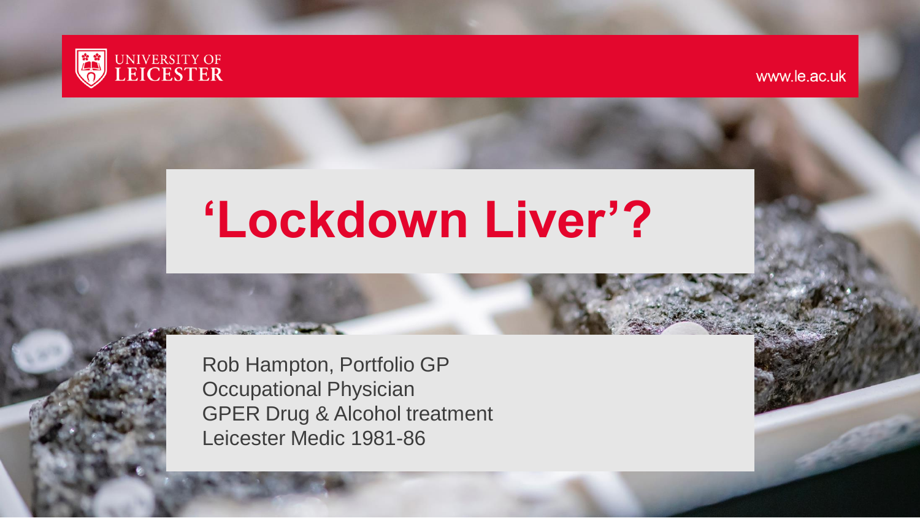UNIVERSITY OF LEICESTER

www.le.ac.uk

# 'Lockdown Liver'?

Rob Hampton, Portfolio GP
Occupational Physician
GPER Drug & Alcohol treatment
Leicester Medic 1981-86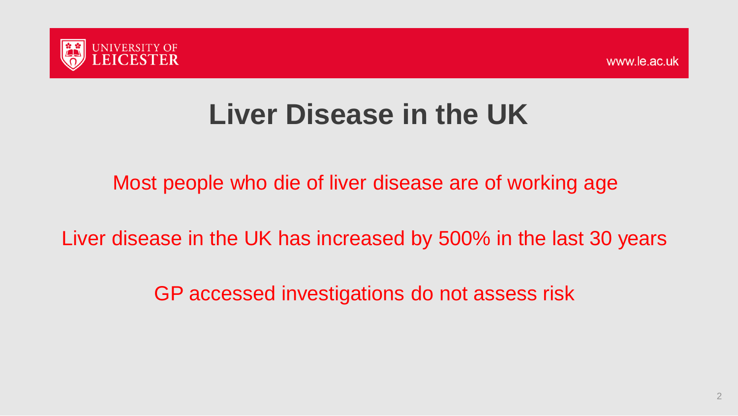# Liver Disease in the UK

Most people who die of liver disease are of working age

Liver disease in the UK has increased by 500% in the last 30 years

GP accessed investigations do not assess risk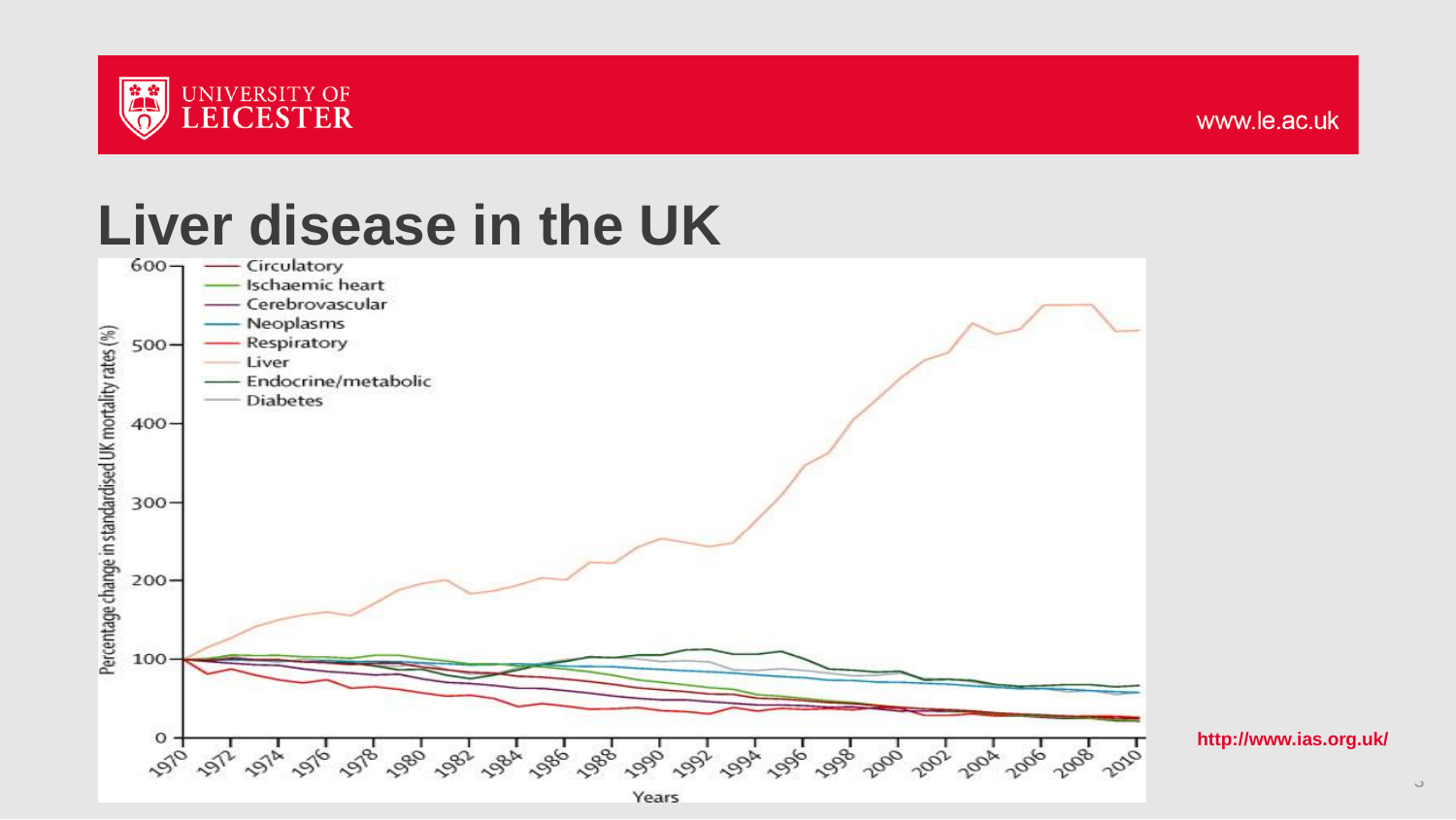# Liver disease in the UK

http://www.ias.org.uk/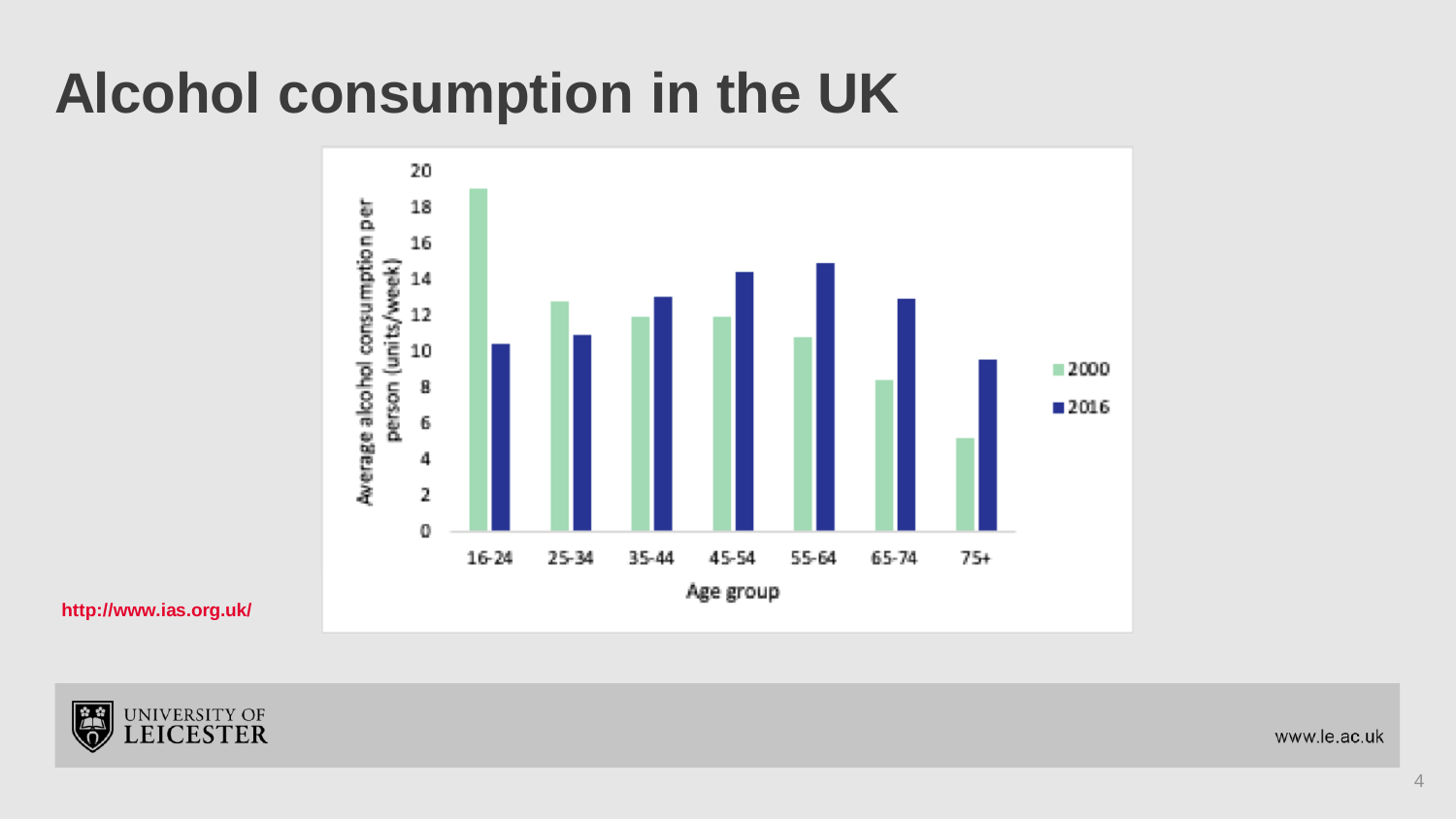# Alcohol consumption in the UK

http://www.ias.org.uk/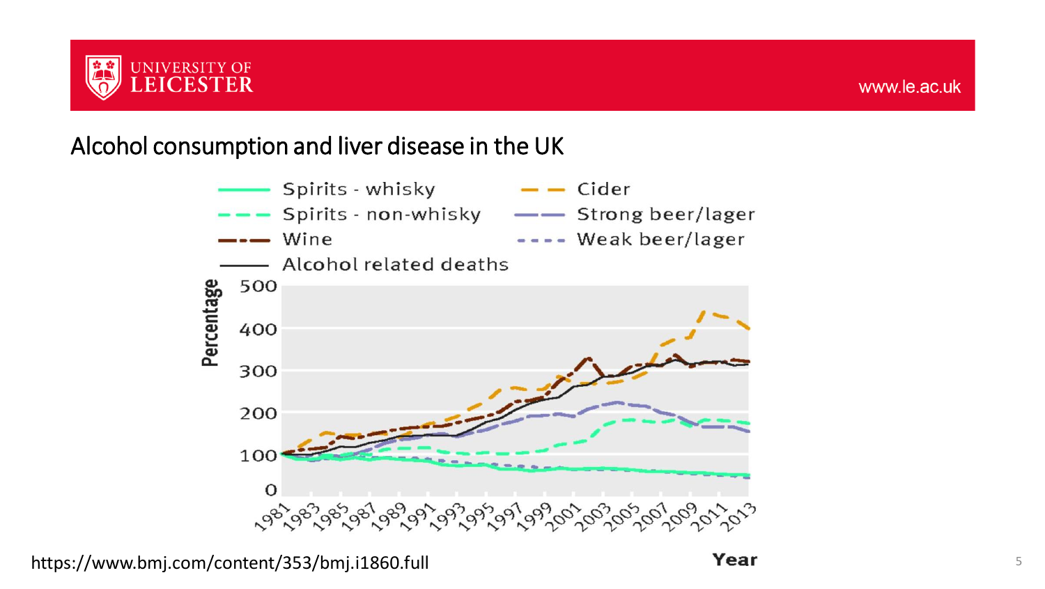## Alcohol consumption and liver disease in the UK

Legend: Spirits - whisky; Spirits - non-whisky; Wine; Alcohol related deaths; Cider; Strong beer/lager; Weak beer/lager

Percentage (0–500) vs Year (1981–2013)

https://www.bmj.com/content/353/bmj.i1860.full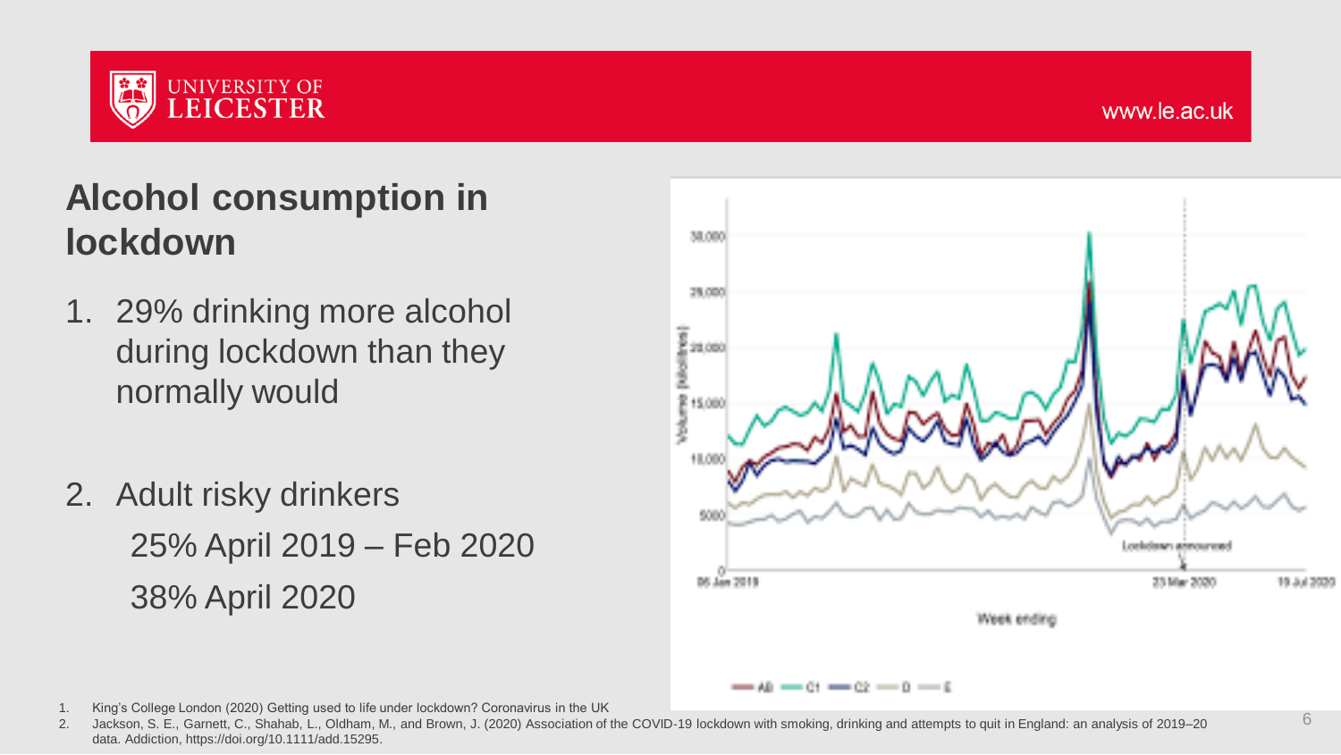# Alcohol consumption in lockdown

1. 29% drinking more alcohol during lockdown than they normally would

2. Adult risky drinkers

   25% April 2019 – Feb 2020

   38% April 2020

1. King's College London (2020) Getting used to life under lockdown? Coronavirus in the UK
2. Jackson, S. E., Garnett, C., Shahab, L., Oldham, M., and Brown, J. (2020) Association of the COVID-19 lockdown with smoking, drinking and attempts to quit in England: an analysis of 2019–20 data. Addiction, https://doi.org/10.1111/add.15295.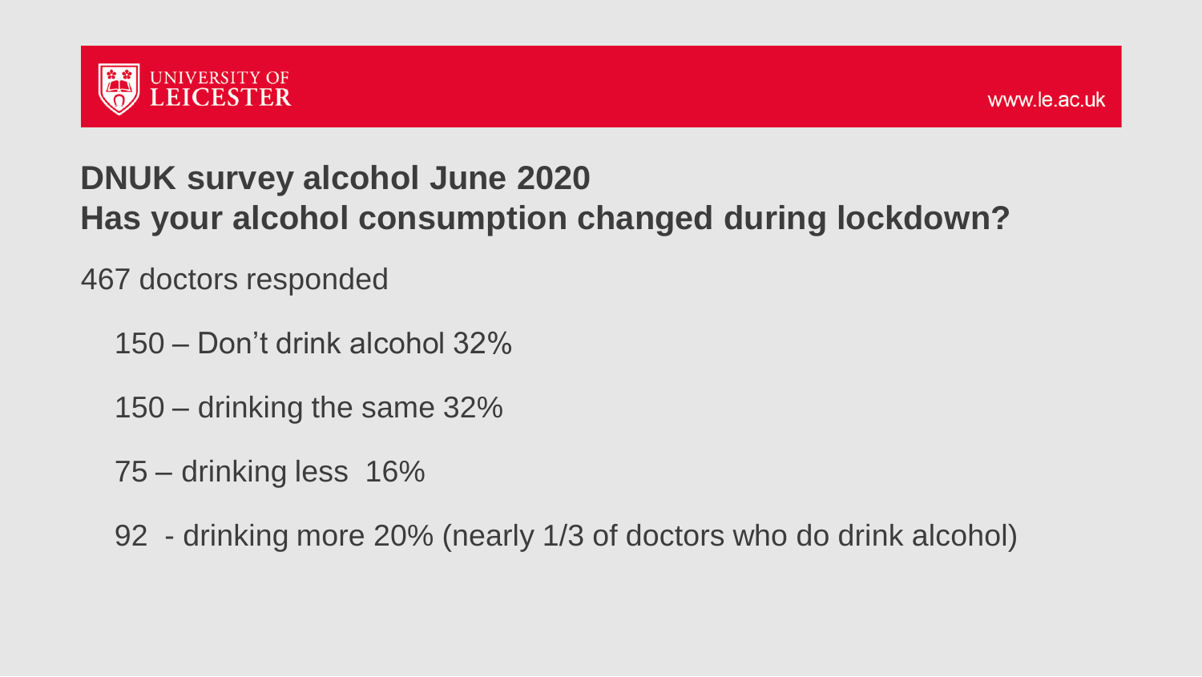## DNUK survey alcohol June 2020
## Has your alcohol consumption changed during lockdown?

467 doctors responded

- 150 – Don't drink alcohol 32%
- 150 – drinking the same 32%
- 75 – drinking less 16%
- 92 - drinking more 20% (nearly 1/3 of doctors who do drink alcohol)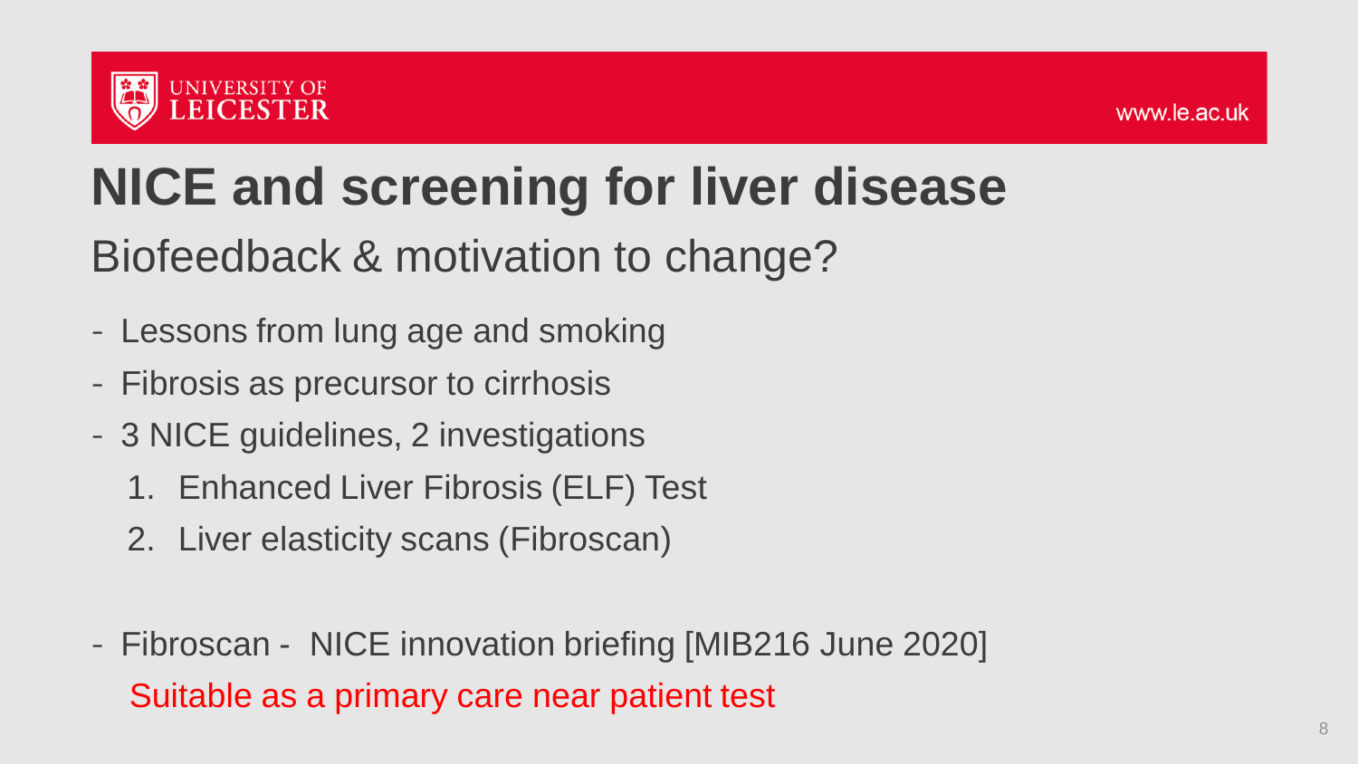# NICE and screening for liver disease

## Biofeedback & motivation to change?

- Lessons from lung age and smoking
- Fibrosis as precursor to cirrhosis
- 3 NICE guidelines, 2 investigations
  1. Enhanced Liver Fibrosis (ELF) Test
  2. Liver elasticity scans (Fibroscan)

- Fibroscan - NICE innovation briefing [MIB216 June 2020]
  Suitable as a primary care near patient test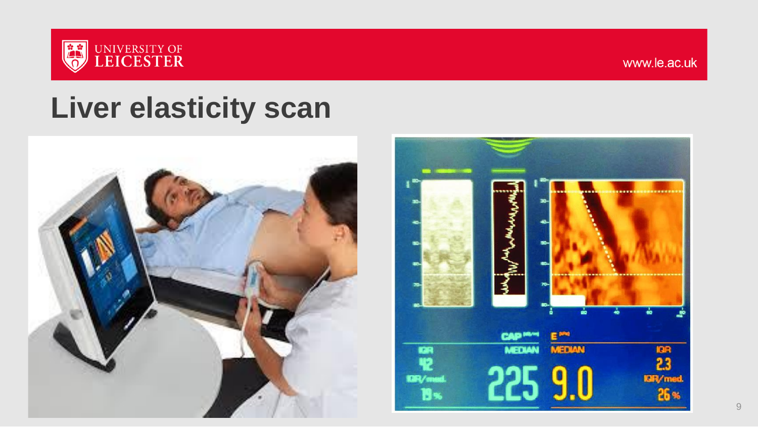# Liver elasticity scan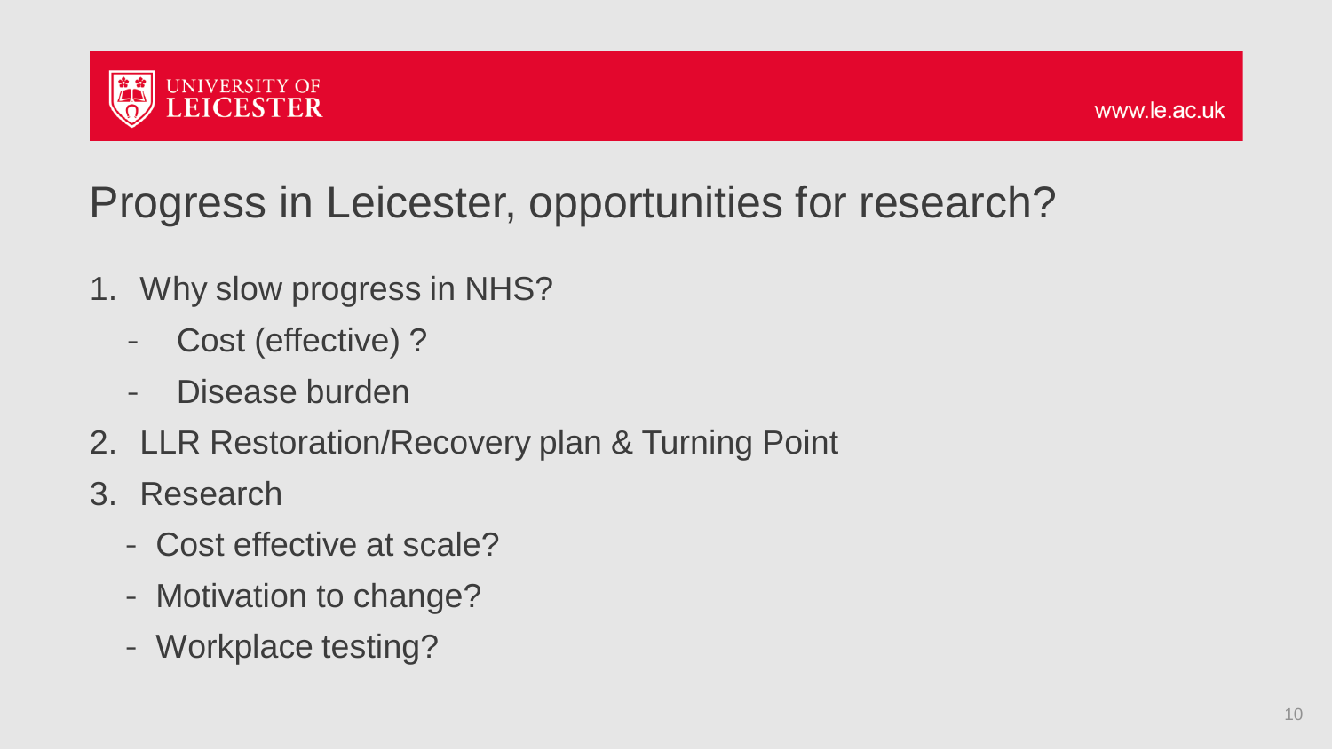# Progress in Leicester, opportunities for research?

1. Why slow progress in NHS?
   - Cost (effective) ?
   - Disease burden
2. LLR Restoration/Recovery plan & Turning Point
3. Research
   - Cost effective at scale?
   - Motivation to change?
   - Workplace testing?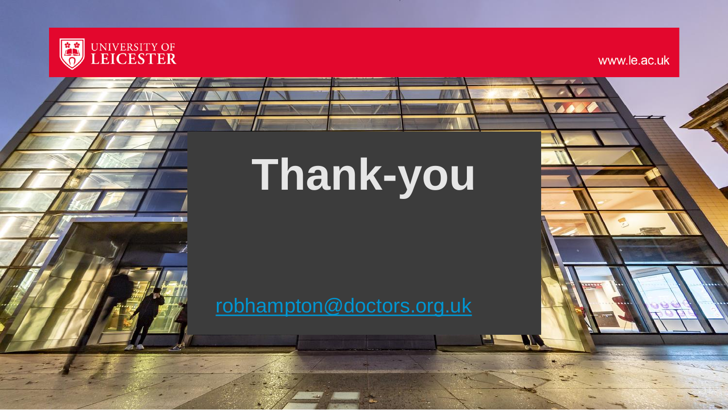UNIVERSITY OF LEICESTER

www.le.ac.uk

# Thank-you

robhampton@doctors.org.uk